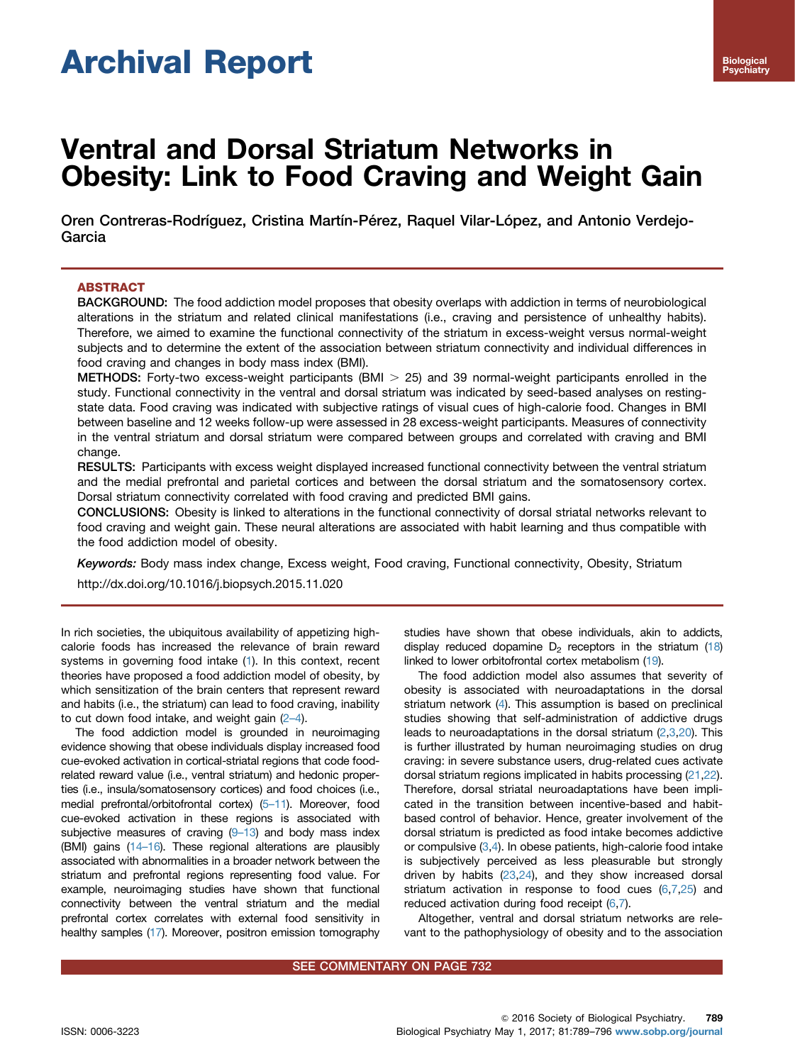# Archival Report

# Ventral and Dorsal Striatum Networks in Obesity: Link to Food Craving and Weight Gain

Oren Contreras-Rodríguez, Cristina Martín-Pérez, Raquel Vilar-López, and Antonio Verdejo-Garcia

## ABSTRACT

**BACKGROUND:** The food addiction model proposes that obesity overlaps with addiction in terms of neurobiological alterations in the striatum and related clinical manifestations (i.e., craving and persistence of unhealthy habits). Therefore, we aimed to examine the functional connectivity of the striatum in excess-weight versus normal-weight subjects and to determine the extent of the association between striatum connectivity and individual differences in food craving and changes in body mass index (BMI).

**METHODS:** Forty-two excess-weight participants (BMI > 25) and 39 normal-weight participants enrolled in the study. Functional connectivity in the ventral and dorsal striatum was indicated by seed-based analyses on resting-state data. Food craving was indicated with subjective ratings of visual cues of high-calorie food. Changes in BMI between baseline and 12 weeks follow-up were assessed in 28 excess-weight participants. Measures of connectivity in the ventral striatum and dorsal striatum were compared between groups and correlated with craving and BMI change.

**RESULTS:** Participants with excess weight displayed increased functional connectivity between the ventral striatum and the medial prefrontal and parietal cortices and between the dorsal striatum and the somatosensory cortex. Dorsal striatum connectivity correlated with food craving and predicted BMI gains.

**CONCLUSIONS:** Obesity is linked to alterations in the functional connectivity of dorsal striatal networks relevant to food craving and weight gain. These neural alterations are associated with habit learning and thus compatible with the food addiction model of obesity.

*Keywords:* Body mass index change, Excess weight, Food craving, Functional connectivity, Obesity, Striatum

http://dx.doi.org/10.1016/j.biopsych.2015.11.020

In rich societies, the ubiquitous availability of appetizing high-calorie foods has increased the relevance of brain reward systems in governing food intake (1). In this context, recent theories have proposed a food addiction model of obesity, by which sensitization of the brain centers that represent reward and habits (i.e., the striatum) can lead to food craving, inability to cut down food intake, and weight gain (2–4).

The food addiction model is grounded in neuroimaging evidence showing that obese individuals display increased food cue-evoked activation in cortical-striatal regions that code food-related reward value (i.e., ventral striatum) and hedonic properties (i.e., insula/somatosensory cortices) and food choices (i.e., medial prefrontal/orbitofrontal cortex) (5–11). Moreover, food cue-evoked activation in these regions is associated with subjective measures of craving (9–13) and body mass index (BMI) gains (14–16). These regional alterations are plausibly associated with abnormalities in a broader network between the striatum and prefrontal regions representing food value. For example, neuroimaging studies have shown that functional connectivity between the ventral striatum and the medial prefrontal cortex correlates with external food sensitivity in healthy samples (17). Moreover, positron emission tomography studies have shown that obese individuals, akin to addicts, display reduced dopamine $D_2$ receptors in the striatum (18) linked to lower orbitofrontal cortex metabolism (19).

The food addiction model also assumes that severity of obesity is associated with neuroadaptations in the dorsal striatum network (4). This assumption is based on preclinical studies showing that self-administration of addictive drugs leads to neuroadaptations in the dorsal striatum (2,3,20). This is further illustrated by human neuroimaging studies on drug craving: in severe substance users, drug-related cues activate dorsal striatum regions implicated in habits processing (21,22). Therefore, dorsal striatal neuroadaptations have been implicated in the transition between incentive-based and habit-based control of behavior. Hence, greater involvement of the dorsal striatum is predicted as food intake becomes addictive or compulsive (3,4). In obese patients, high-calorie food intake is subjectively perceived as less pleasurable but strongly driven by habits (23,24), and they show increased dorsal striatum activation in response to food cues (6,7,25) and reduced activation during food receipt (6,7).

Altogether, ventral and dorsal striatum networks are relevant to the pathophysiology of obesity and to the association

SEE COMMENTARY ON PAGE 732

© 2016 Society of Biological Psychiatry.

ISSN: 0006-3223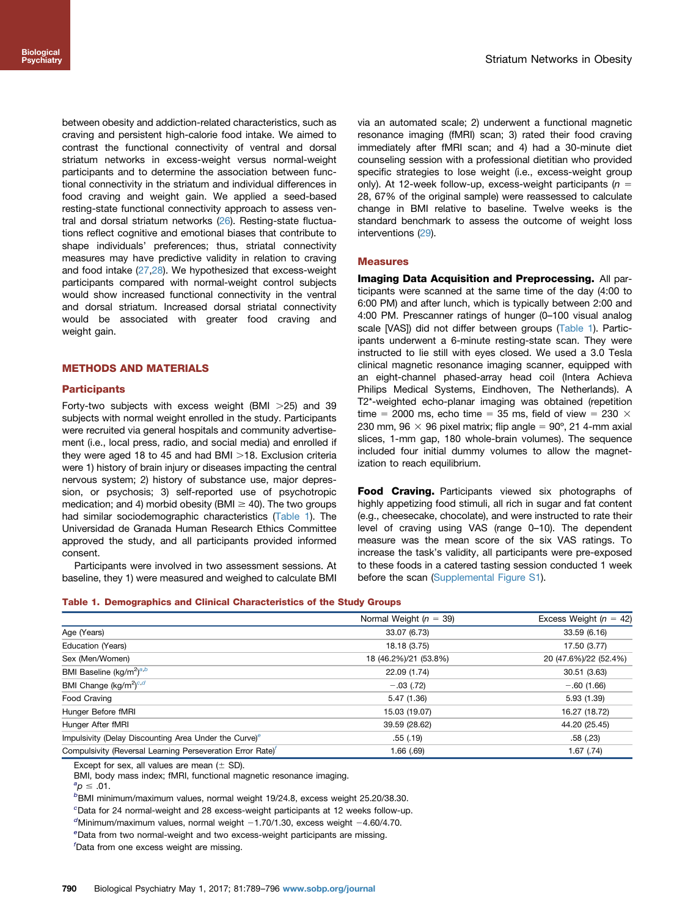between obesity and addiction-related characteristics, such as craving and persistent high-calorie food intake. We aimed to contrast the functional connectivity of ventral and dorsal striatum networks in excess-weight versus normal-weight participants and to determine the association between functional connectivity in the striatum and individual differences in food craving and weight gain. We applied a seed-based resting-state functional connectivity approach to assess ventral and dorsal striatum networks (26). Resting-state fluctuations reflect cognitive and emotional biases that contribute to shape individuals' preferences; thus, striatal connectivity measures may have predictive validity in relation to craving and food intake (27,28). We hypothesized that excess-weight participants compared with normal-weight control subjects would show increased functional connectivity in the ventral and dorsal striatum. Increased dorsal striatal connectivity would be associated with greater food craving and weight gain.

## METHODS AND MATERIALS

### Participants

Forty-two subjects with excess weight (BMI >25) and 39 subjects with normal weight enrolled in the study. Participants were recruited via general hospitals and community advertisement (i.e., local press, radio, and social media) and enrolled if they were aged 18 to 45 and had BMI >18. Exclusion criteria were 1) history of brain injury or diseases impacting the central nervous system; 2) history of substance use, major depression, or psychosis; 3) self-reported use of psychotropic medication; and 4) morbid obesity (BMI ≥ 40). The two groups had similar sociodemographic characteristics (Table 1). The Universidad de Granada Human Research Ethics Committee approved the study, and all participants provided informed consent.

Participants were involved in two assessment sessions. At baseline, they 1) were measured and weighed to calculate BMI via an automated scale; 2) underwent a functional magnetic resonance imaging (fMRI) scan; 3) rated their food craving immediately after fMRI scan; and 4) had a 30-minute diet counseling session with a professional dietitian who provided specific strategies to lose weight (i.e., excess-weight group only). At 12-week follow-up, excess-weight participants ($n$ = 28, 67% of the original sample) were reassessed to calculate change in BMI relative to baseline. Twelve weeks is the standard benchmark to assess the outcome of weight loss interventions (29).

### Measures

**Imaging Data Acquisition and Preprocessing.** All participants were scanned at the same time of the day (4:00 to 6:00 PM) and after lunch, which is typically between 2:00 and 4:00 PM. Prescanner ratings of hunger (0–100 visual analog scale [VAS]) did not differ between groups (Table 1). Participants underwent a 6-minute resting-state scan. They were instructed to lie still with eyes closed. We used a 3.0 Tesla clinical magnetic resonance imaging scanner, equipped with an eight-channel phased-array head coil (Intera Achieva Philips Medical Systems, Eindhoven, The Netherlands). A T2*-weighted echo-planar imaging was obtained (repetition time = 2000 ms, echo time = 35 ms, field of view = 230 × 230 mm, 96 × 96 pixel matrix; flip angle = 90º, 21 4-mm axial slices, 1-mm gap, 180 whole-brain volumes). The sequence included four initial dummy volumes to allow the magnetization to reach equilibrium.

**Food Craving.** Participants viewed six photographs of highly appetizing food stimuli, all rich in sugar and fat content (e.g., cheesecake, chocolate), and were instructed to rate their level of craving using VAS (range 0–10). The dependent measure was the mean score of the six VAS ratings. To increase the task's validity, all participants were pre-exposed to these foods in a catered tasting session conducted 1 week before the scan (Supplemental Figure S1).

**Table 1. Demographics and Clinical Characteristics of the Study Groups**

| | Normal Weight ($n$ = 39) | Excess Weight ($n$ = 42) |
|---|---|---|
| Age (Years) | 33.07 (6.73) | 33.59 (6.16) |
| Education (Years) | 18.18 (3.75) | 17.50 (3.77) |
| Sex (Men/Women) | 18 (46.2%)/21 (53.8%) | 20 (47.6%)/22 (52.4%) |
| BMI Baseline (kg/m$^2$)[a,b] | 22.09 (1.74) | 30.51 (3.63) |
| BMI Change (kg/m$^2$)[c,d] | −.03 (.72) | −.60 (1.66) |
| Food Craving | 5.47 (1.36) | 5.93 (1.39) |
| Hunger Before fMRI | 15.03 (19.07) | 16.27 (18.72) |
| Hunger After fMRI | 39.59 (28.62) | 44.20 (25.45) |
| Impulsivity (Delay Discounting Area Under the Curve)[e] | .55 (.19) | .58 (.23) |
| Compulsivity (Reversal Learning Perseveration Error Rate)[f] | 1.66 (.69) | 1.67 (.74) |

Except for sex, all values are mean (± SD).

BMI, body mass index; fMRI, functional magnetic resonance imaging.

[a]$p \leq .01$.

[b]BMI minimum/maximum values, normal weight 19/24.8, excess weight 25.20/38.30.

[c]Data for 24 normal-weight and 28 excess-weight participants at 12 weeks follow-up.

[d]Minimum/maximum values, normal weight −1.70/1.30, excess weight −4.60/4.70.

[e]Data from two normal-weight and two excess-weight participants are missing.

[f]Data from one excess weight are missing.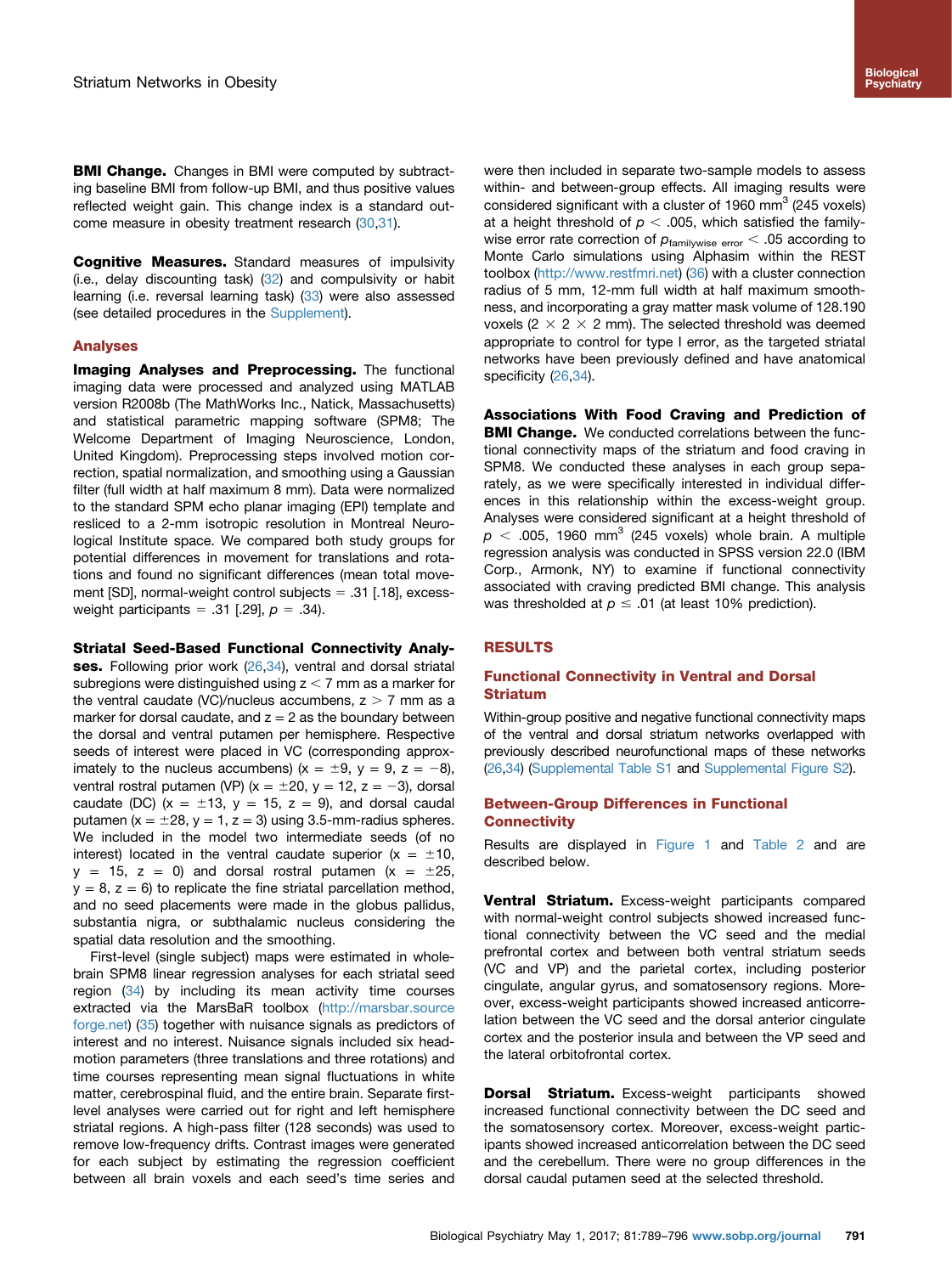**BMI Change.** Changes in BMI were computed by subtracting baseline BMI from follow-up BMI, and thus positive values reflected weight gain. This change index is a standard outcome measure in obesity treatment research (30,31).

**Cognitive Measures.** Standard measures of impulsivity (i.e., delay discounting task) (32) and compulsivity or habit learning (i.e. reversal learning task) (33) were also assessed (see detailed procedures in the Supplement).

## Analyses

**Imaging Analyses and Preprocessing.** The functional imaging data were processed and analyzed using MATLAB version R2008b (The MathWorks Inc., Natick, Massachusetts) and statistical parametric mapping software (SPM8; The Welcome Department of Imaging Neuroscience, London, United Kingdom). Preprocessing steps involved motion correction, spatial normalization, and smoothing using a Gaussian filter (full width at half maximum 8 mm). Data were normalized to the standard SPM echo planar imaging (EPI) template and resliced to a 2-mm isotropic resolution in Montreal Neurological Institute space. We compared both study groups for potential differences in movement for translations and rotations and found no significant differences (mean total movement [SD], normal-weight control subjects = .31 [.18], excess-weight participants = .31 [.29], $p$ = .34).

**Striatal Seed-Based Functional Connectivity Analyses.** Following prior work (26,34), ventral and dorsal striatal subregions were distinguished using $z < 7$ mm as a marker for the ventral caudate (VC)/nucleus accumbens, $z > 7$ mm as a marker for dorsal caudate, and $z = 2$ as the boundary between the dorsal and ventral putamen per hemisphere. Respective seeds of interest were placed in VC (corresponding approximately to the nucleus accumbens) ($x = \pm 9$, $y = 9$, $z = -8$), ventral rostral putamen (VP) ($x = \pm 20$, $y = 12$, $z = -3$), dorsal caudate (DC) ($x = \pm 13$, $y = 15$, $z = 9$), and dorsal caudal putamen ($x = \pm 28$, $y = 1$, $z = 3$) using 3.5-mm-radius spheres. We included in the model two intermediate seeds (of no interest) located in the ventral caudate superior ($x = \pm 10$, $y = 15$, $z = 0$) and dorsal rostral putamen ($x = \pm 25$, $y = 8$, $z = 6$) to replicate the fine striatal parcellation method, and no seed placements were made in the globus pallidus, substantia nigra, or subthalamic nucleus considering the spatial data resolution and the smoothing.

First-level (single subject) maps were estimated in whole-brain SPM8 linear regression analyses for each striatal seed region (34) by including its mean activity time courses extracted via the MarsBaR toolbox (http://marsbar.sourceforge.net) (35) together with nuisance signals as predictors of interest and no interest. Nuisance signals included six head-motion parameters (three translations and three rotations) and time courses representing mean signal fluctuations in white matter, cerebrospinal fluid, and the entire brain. Separate first-level analyses were carried out for right and left hemisphere striatal regions. A high-pass filter (128 seconds) was used to remove low-frequency drifts. Contrast images were generated for each subject by estimating the regression coefficient between all brain voxels and each seed's time series and were then included in separate two-sample models to assess within- and between-group effects. All imaging results were considered significant with a cluster of 1960 mm$^3$ (245 voxels) at a height threshold of $p < .005$, which satisfied the family-wise error rate correction of $p_{\text{familywise error}} < .05$ according to Monte Carlo simulations using Alphasim within the REST toolbox (http://www.restfmri.net) (36) with a cluster connection radius of 5 mm, 12-mm full width at half maximum smoothness, and incorporating a gray matter mask volume of 128.190 voxels ($2 \times 2 \times 2$ mm). The selected threshold was deemed appropriate to control for type I error, as the targeted striatal networks have been previously defined and have anatomical specificity (26,34).

**Associations With Food Craving and Prediction of BMI Change.** We conducted correlations between the functional connectivity maps of the striatum and food craving in SPM8. We conducted these analyses in each group separately, as we were specifically interested in individual differences in this relationship within the excess-weight group. Analyses were considered significant at a height threshold of $p < .005$, 1960 mm$^3$ (245 voxels) whole brain. A multiple regression analysis was conducted in SPSS version 22.0 (IBM Corp., Armonk, NY) to examine if functional connectivity associated with craving predicted BMI change. This analysis was thresholded at $p \leq .01$ (at least 10% prediction).

# RESULTS

## Functional Connectivity in Ventral and Dorsal Striatum

Within-group positive and negative functional connectivity maps of the ventral and dorsal striatum networks overlapped with previously described neurofunctional maps of these networks (26,34) (Supplemental Table S1 and Supplemental Figure S2).

## Between-Group Differences in Functional Connectivity

Results are displayed in Figure 1 and Table 2 and are described below.

**Ventral Striatum.** Excess-weight participants compared with normal-weight control subjects showed increased functional connectivity between the VC seed and the medial prefrontal cortex and between both ventral striatum seeds (VC and VP) and the parietal cortex, including posterior cingulate, angular gyrus, and somatosensory regions. Moreover, excess-weight participants showed increased anticorrelation between the VC seed and the dorsal anterior cingulate cortex and the posterior insula and between the VP seed and the lateral orbitofrontal cortex.

**Dorsal Striatum.** Excess-weight participants showed increased functional connectivity between the DC seed and the somatosensory cortex. Moreover, excess-weight participants showed increased anticorrelation between the DC seed and the cerebellum. There were no group differences in the dorsal caudal putamen seed at the selected threshold.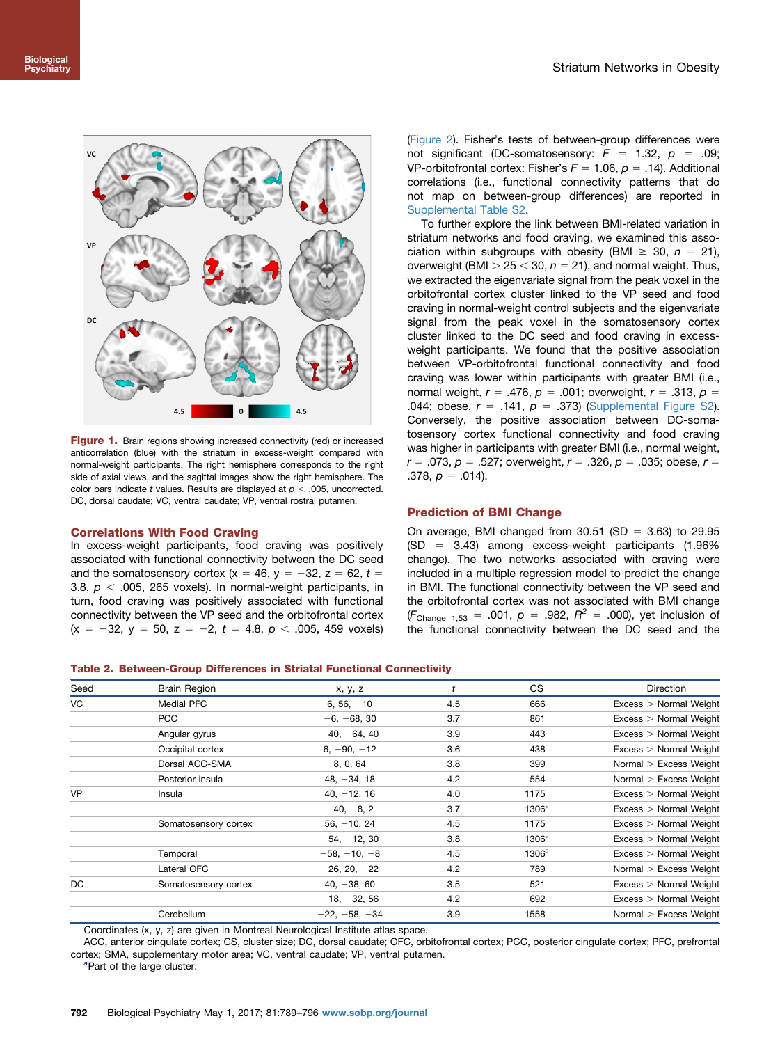Figure 1. Brain regions showing increased connectivity (red) or increased anticorrelation (blue) with the striatum in excess-weight compared with normal-weight participants. The right hemisphere corresponds to the right side of axial views, and the sagittal images show the right hemisphere. The color bars indicate t values. Results are displayed at $p < .005$, uncorrected. DC, dorsal caudate; VC, ventral caudate; VP, ventral rostral putamen.

## Correlations With Food Craving

In excess-weight participants, food craving was positively associated with functional connectivity between the DC seed and the somatosensory cortex ($x = 46$, $y = -32$, $z = 62$, $t = 3.8$, $p < .005$, 265 voxels). In normal-weight participants, in turn, food craving was positively associated with functional connectivity between the VP seed and the orbitofrontal cortex ($x = -32$, $y = 50$, $z = -2$, $t = 4.8$, $p < .005$, 459 voxels) (Figure 2). Fisher's tests of between-group differences were not significant (DC-somatosensory: $F = 1.32$, $p = .09$; VP-orbitofrontal cortex: Fisher's $F = 1.06$, $p = .14$). Additional correlations (i.e., functional connectivity patterns that do not map on between-group differences) are reported in Supplemental Table S2.

To further explore the link between BMI-related variation in striatum networks and food craving, we examined this association within subgroups with obesity (BMI $\geq$ 30, $n = 21$), overweight (BMI $> 25 < 30$, $n = 21$), and normal weight. Thus, we extracted the eigenvariate signal from the peak voxel in the orbitofrontal cortex cluster linked to the VP seed and food craving in normal-weight control subjects and the eigenvariate signal from the peak voxel in the somatosensory cortex cluster linked to the DC seed and food craving in excess-weight participants. We found that the positive association between VP-orbitofrontal functional connectivity and food craving was lower within participants with greater BMI (i.e., normal weight, $r = .476$, $p = .001$; overweight, $r = .313$, $p = .044$; obese, $r = .141$, $p = .373$) (Supplemental Figure S2). Conversely, the positive association between DC-somatosensory cortex functional connectivity and food craving was higher in participants with greater BMI (i.e., normal weight, $r = .073$, $p = .527$; overweight, $r = .326$, $p = .035$; obese, $r = .378$, $p = .014$).

## Prediction of BMI Change

On average, BMI changed from 30.51 (SD = 3.63) to 29.95 (SD = 3.43) among excess-weight participants (1.96% change). The two networks associated with craving were included in a multiple regression model to predict the change in BMI. The functional connectivity between the VP seed and the orbitofrontal cortex was not associated with BMI change ($F_{Change\ 1,53} = .001$, $p = .982$, $R^2 = .000$), yet inclusion of the functional connectivity between the DC seed and the

**Table 2. Between-Group Differences in Striatal Functional Connectivity**

| Seed | Brain Region | x, y, z | t | CS | Direction |
|---|---|---|---|---|---|
| VC | Medial PFC | 6, 56, −10 | 4.5 | 666 | Excess > Normal Weight |
| | PCC | −6, −68, 30 | 3.7 | 861 | Excess > Normal Weight |
| | Angular gyrus | −40, −64, 40 | 3.9 | 443 | Excess > Normal Weight |
| | Occipital cortex | 6, −90, −12 | 3.6 | 438 | Excess > Normal Weight |
| | Dorsal ACC-SMA | 8, 0, 64 | 3.8 | 399 | Normal > Excess Weight |
| | Posterior insula | 48, −34, 18 | 4.2 | 554 | Normal > Excess Weight |
| VP | Insula | 40, −12, 16 | 4.0 | 1175 | Excess > Normal Weight |
| | | −40, −8, 2 | 3.7 | 1306[a] | Excess > Normal Weight |
| | Somatosensory cortex | 56, −10, 24 | 4.5 | 1175 | Excess > Normal Weight |
| | | −54, −12, 30 | 3.8 | 1306[a] | Excess > Normal Weight |
| | Temporal | −58, −10, −8 | 4.5 | 1306[a] | Excess > Normal Weight |
| | Lateral OFC | −26, 20, −22 | 4.2 | 789 | Normal > Excess Weight |
| DC | Somatosensory cortex | 40, −38, 60 | 3.5 | 521 | Excess > Normal Weight |
| | | −18, −32, 56 | 4.2 | 692 | Excess > Normal Weight |
| | Cerebellum | −22, −58, −34 | 3.9 | 1558 | Normal > Excess Weight |

Coordinates (x, y, z) are given in Montreal Neurological Institute atlas space.

ACC, anterior cingulate cortex; CS, cluster size; DC, dorsal caudate; OFC, orbitofrontal cortex; PCC, posterior cingulate cortex; PFC, prefrontal cortex; SMA, supplementary motor area; VC, ventral caudate; VP, ventral putamen.

[a]Part of the large cluster.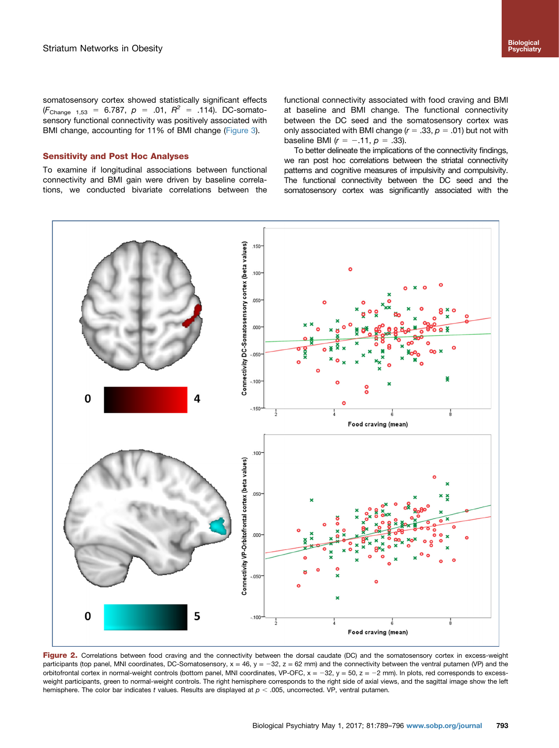somatosensory cortex showed statistically significant effects ($F_{\text{Change } 1,53}$ = 6.787, $p$ = .01, $R^2$ = .114). DC-somatosensory functional connectivity was positively associated with BMI change, accounting for 11% of BMI change (Figure 3).

### Sensitivity and Post Hoc Analyses

To examine if longitudinal associations between functional connectivity and BMI gain were driven by baseline correlations, we conducted bivariate correlations between the functional connectivity associated with food craving and BMI at baseline and BMI change. The functional connectivity between the DC seed and the somatosensory cortex was only associated with BMI change ($r$ = .33, $p$ = .01) but not with baseline BMI ($r$ = −.11, $p$ = .33).

To better delineate the implications of the connectivity findings, we ran post hoc correlations between the striatal connectivity patterns and cognitive measures of impulsivity and compulsivity. The functional connectivity between the DC seed and the somatosensory cortex was significantly associated with the

**Figure 2.** Correlations between food craving and the connectivity between the dorsal caudate (DC) and the somatosensory cortex in excess-weight participants (top panel, MNI coordinates, DC-Somatosensory, x = 46, y = −32, z = 62 mm) and the connectivity between the ventral putamen (VP) and the orbitofrontal cortex in normal-weight controls (bottom panel, MNI coordinates, VP-OFC, x = −32, y = 50, z = −2 mm). In plots, red corresponds to excess-weight participants, green to normal-weight controls. The right hemisphere corresponds to the right side of axial views, and the sagittal image show the left hemisphere. The color bar indicates $t$ values. Results are displayed at $p$ < .005, uncorrected. VP, ventral putamen.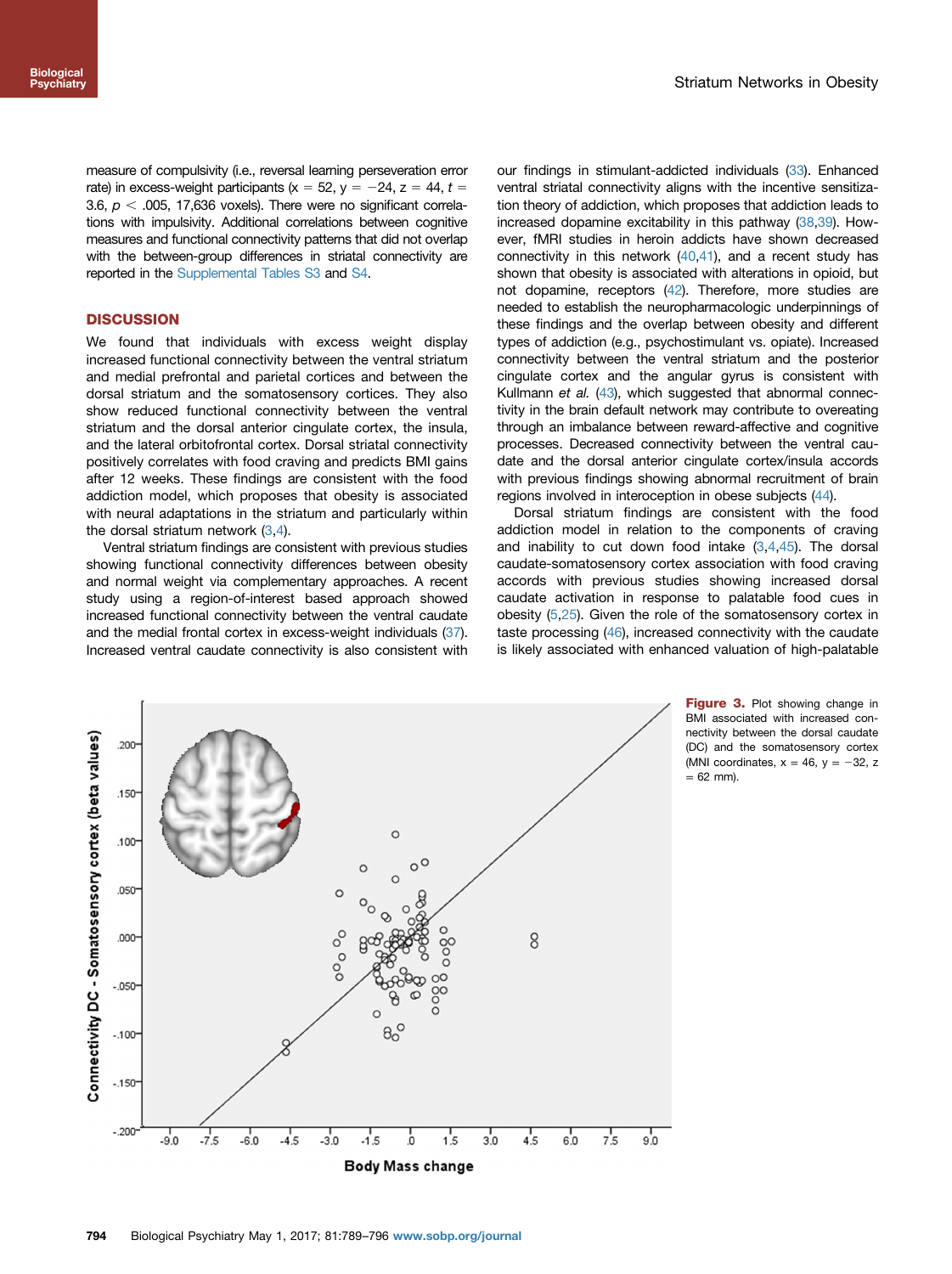measure of compulsivity (i.e., reversal learning perseveration error rate) in excess-weight participants (x = 52, y = −24, z = 44, $t$ = 3.6, $p < .005$, 17,636 voxels). There were no significant correlations with impulsivity. Additional correlations between cognitive measures and functional connectivity patterns that did not overlap with the between-group differences in striatal connectivity are reported in the Supplemental Tables S3 and S4.

## DISCUSSION

We found that individuals with excess weight display increased functional connectivity between the ventral striatum and medial prefrontal and parietal cortices and between the dorsal striatum and the somatosensory cortices. They also show reduced functional connectivity between the ventral striatum and the dorsal anterior cingulate cortex, the insula, and the lateral orbitofrontal cortex. Dorsal striatal connectivity positively correlates with food craving and predicts BMI gains after 12 weeks. These findings are consistent with the food addiction model, which proposes that obesity is associated with neural adaptations in the striatum and particularly within the dorsal striatum network (3,4).

Ventral striatum findings are consistent with previous studies showing functional connectivity differences between obesity and normal weight via complementary approaches. A recent study using a region-of-interest based approach showed increased functional connectivity between the ventral caudate and the medial frontal cortex in excess-weight individuals (37). Increased ventral caudate connectivity is also consistent with our findings in stimulant-addicted individuals (33). Enhanced ventral striatal connectivity aligns with the incentive sensitization theory of addiction, which proposes that addiction leads to increased dopamine excitability in this pathway (38,39). However, fMRI studies in heroin addicts have shown decreased connectivity in this network (40,41), and a recent study has shown that obesity is associated with alterations in opioid, but not dopamine, receptors (42). Therefore, more studies are needed to establish the neuropharmacologic underpinnings of these findings and the overlap between obesity and different types of addiction (e.g., psychostimulant vs. opiate). Increased connectivity between the ventral striatum and the posterior cingulate cortex and the angular gyrus is consistent with Kullmann *et al.* (43), which suggested that abnormal connectivity in the brain default network may contribute to overeating through an imbalance between reward-affective and cognitive processes. Decreased connectivity between the ventral caudate and the dorsal anterior cingulate cortex/insula accords with previous findings showing abnormal recruitment of brain regions involved in interoception in obese subjects (44).

Dorsal striatum findings are consistent with the food addiction model in relation to the components of craving and inability to cut down food intake (3,4,45). The dorsal caudate-somatosensory cortex association with food craving accords with previous studies showing increased dorsal caudate activation in response to palatable food cues in obesity (5,25). Given the role of the somatosensory cortex in taste processing (46), increased connectivity with the caudate is likely associated with enhanced valuation of high-palatable

**Figure 3.** Plot showing change in BMI associated with increased connectivity between the dorsal caudate (DC) and the somatosensory cortex (MNI coordinates, x = 46, y = −32, z = 62 mm).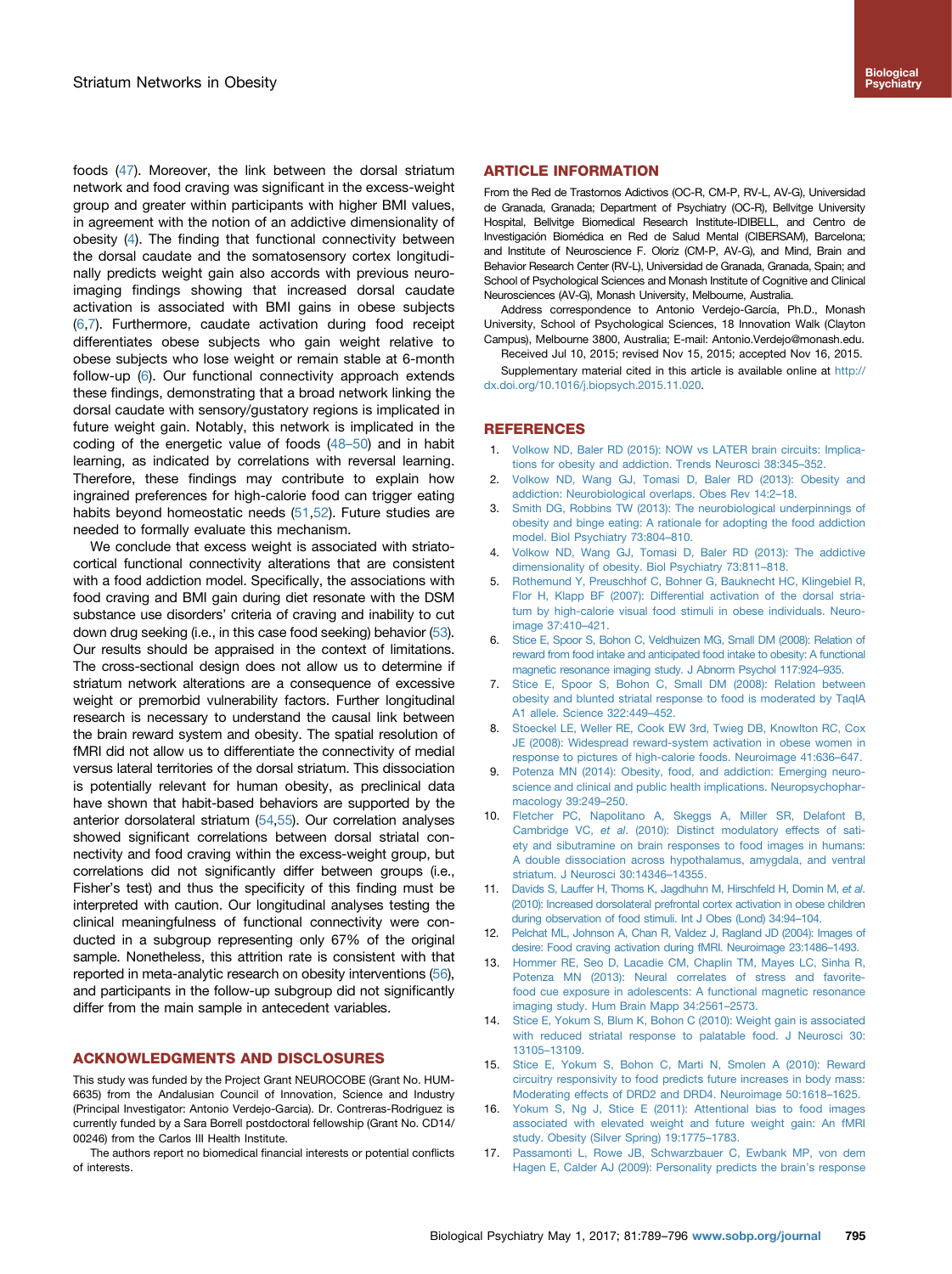foods (47). Moreover, the link between the dorsal striatum network and food craving was significant in the excess-weight group and greater within participants with higher BMI values, in agreement with the notion of an addictive dimensionality of obesity (4). The finding that functional connectivity between the dorsal caudate and the somatosensory cortex longitudinally predicts weight gain also accords with previous neuroimaging findings showing that increased dorsal caudate activation is associated with BMI gains in obese subjects (6,7). Furthermore, caudate activation during food receipt differentiates obese subjects who gain weight relative to obese subjects who lose weight or remain stable at 6-month follow-up (6). Our functional connectivity approach extends these findings, demonstrating that a broad network linking the dorsal caudate with sensory/gustatory regions is implicated in future weight gain. Notably, this network is implicated in the coding of the energetic value of foods (48–50) and in habit learning, as indicated by correlations with reversal learning. Therefore, these findings may contribute to explain how ingrained preferences for high-calorie food can trigger eating habits beyond homeostatic needs (51,52). Future studies are needed to formally evaluate this mechanism.

We conclude that excess weight is associated with striatocortical functional connectivity alterations that are consistent with a food addiction model. Specifically, the associations with food craving and BMI gain during diet resonate with the DSM substance use disorders' criteria of craving and inability to cut down drug seeking (i.e., in this case food seeking) behavior (53). Our results should be appraised in the context of limitations. The cross-sectional design does not allow us to determine if striatum network alterations are a consequence of excessive weight or premorbid vulnerability factors. Further longitudinal research is necessary to understand the causal link between the brain reward system and obesity. The spatial resolution of fMRI did not allow us to differentiate the connectivity of medial versus lateral territories of the dorsal striatum. This dissociation is potentially relevant for human obesity, as preclinical data have shown that habit-based behaviors are supported by the anterior dorsolateral striatum (54,55). Our correlation analyses showed significant correlations between dorsal striatal connectivity and food craving within the excess-weight group, but correlations did not significantly differ between groups (i.e., Fisher's test) and thus the specificity of this finding must be interpreted with caution. Our longitudinal analyses testing the clinical meaningfulness of functional connectivity were conducted in a subgroup representing only 67% of the original sample. Nonetheless, this attrition rate is consistent with that reported in meta-analytic research on obesity interventions (56), and participants in the follow-up subgroup did not significantly differ from the main sample in antecedent variables.

## ACKNOWLEDGMENTS AND DISCLOSURES

This study was funded by the Project Grant NEUROCOBE (Grant No. HUM-6635) from the Andalusian Council of Innovation, Science and Industry (Principal Investigator: Antonio Verdejo-Garcia). Dr. Contreras-Rodriguez is currently funded by a Sara Borrell postdoctoral fellowship (Grant No. CD14/00246) from the Carlos III Health Institute.

The authors report no biomedical financial interests or potential conflicts of interests.

## ARTICLE INFORMATION

From the Red de Trastornos Adictivos (OC-R, CM-P, RV-L, AV-G), Universidad de Granada, Granada; Department of Psychiatry (OC-R), Bellvitge University Hospital, Bellvitge Biomedical Research Institute-IDIBELL, and Centro de Investigación Biomédica en Red de Salud Mental (CIBERSAM), Barcelona; and Institute of Neuroscience F. Oloriz (CM-P, AV-G), and Mind, Brain and Behavior Research Center (RV-L), Universidad de Granada, Granada, Spain; and School of Psychological Sciences and Monash Institute of Cognitive and Clinical Neurosciences (AV-G), Monash University, Melbourne, Australia.

Address correspondence to Antonio Verdejo-García, Ph.D., Monash University, School of Psychological Sciences, 18 Innovation Walk (Clayton Campus), Melbourne 3800, Australia; E-mail: Antonio.Verdejo@monash.edu.

Received Jul 10, 2015; revised Nov 15, 2015; accepted Nov 16, 2015.

Supplementary material cited in this article is available online at http://dx.doi.org/10.1016/j.biopsych.2015.11.020.

## REFERENCES

1. Volkow ND, Baler RD (2015): NOW vs LATER brain circuits: Implications for obesity and addiction. Trends Neurosci 38:345–352.
2. Volkow ND, Wang GJ, Tomasi D, Baler RD (2013): Obesity and addiction: Neurobiological overlaps. Obes Rev 14:2–18.
3. Smith DG, Robbins TW (2013): The neurobiological underpinnings of obesity and binge eating: A rationale for adopting the food addiction model. Biol Psychiatry 73:804–810.
4. Volkow ND, Wang GJ, Tomasi D, Baler RD (2013): The addictive dimensionality of obesity. Biol Psychiatry 73:811–818.
5. Rothemund Y, Preuschhof C, Bohner G, Bauknecht HC, Klingebiel R, Flor H, Klapp BF (2007): Differential activation of the dorsal striatum by high-calorie visual food stimuli in obese individuals. Neuroimage 37:410–421.
6. Stice E, Spoor S, Bohon C, Veldhuizen MG, Small DM (2008): Relation of reward from food intake and anticipated food intake to obesity: A functional magnetic resonance imaging study. J Abnorm Psychol 117:924–935.
7. Stice E, Spoor S, Bohon C, Small DM (2008): Relation between obesity and blunted striatal response to food is moderated by TaqIA A1 allele. Science 322:449–452.
8. Stoeckel LE, Weller RE, Cook EW 3rd, Twieg DB, Knowlton RC, Cox JE (2008): Widespread reward-system activation in obese women in response to pictures of high-calorie foods. Neuroimage 41:636–647.
9. Potenza MN (2014): Obesity, food, and addiction: Emerging neuroscience and clinical and public health implications. Neuropsychopharmacology 39:249–250.
10. Fletcher PC, Napolitano A, Skeggs A, Miller SR, Delafont B, Cambridge VC, *et al*. (2010): Distinct modulatory effects of satiety and sibutramine on brain responses to food images in humans: A double dissociation across hypothalamus, amygdala, and ventral striatum. J Neurosci 30:14346–14355.
11. Davids S, Lauffer H, Thoms K, Jagdhuhn M, Hirschfeld H, Domin M, *et al*. (2010): Increased dorsolateral prefrontal cortex activation in obese children during observation of food stimuli. Int J Obes (Lond) 34:94–104.
12. Pelchat ML, Johnson A, Chan R, Valdez J, Ragland JD (2004): Images of desire: Food craving activation during fMRI. Neuroimage 23:1486–1493.
13. Hommer RE, Seo D, Lacadie CM, Chaplin TM, Mayes LC, Sinha R, Potenza MN (2013): Neural correlates of stress and favorite-food cue exposure in adolescents: A functional magnetic resonance imaging study. Hum Brain Mapp 34:2561–2573.
14. Stice E, Yokum S, Blum K, Bohon C (2010): Weight gain is associated with reduced striatal response to palatable food. J Neurosci 30: 13105–13109.
15. Stice E, Yokum S, Bohon C, Marti N, Smolen A (2010): Reward circuitry responsivity to food predicts future increases in body mass: Moderating effects of DRD2 and DRD4. Neuroimage 50:1618–1625.
16. Yokum S, Ng J, Stice E (2011): Attentional bias to food images associated with elevated weight and future weight gain: An fMRI study. Obesity (Silver Spring) 19:1775–1783.
17. Passamonti L, Rowe JB, Schwarzbauer C, Ewbank MP, von dem Hagen E, Calder AJ (2009): Personality predicts the brain's response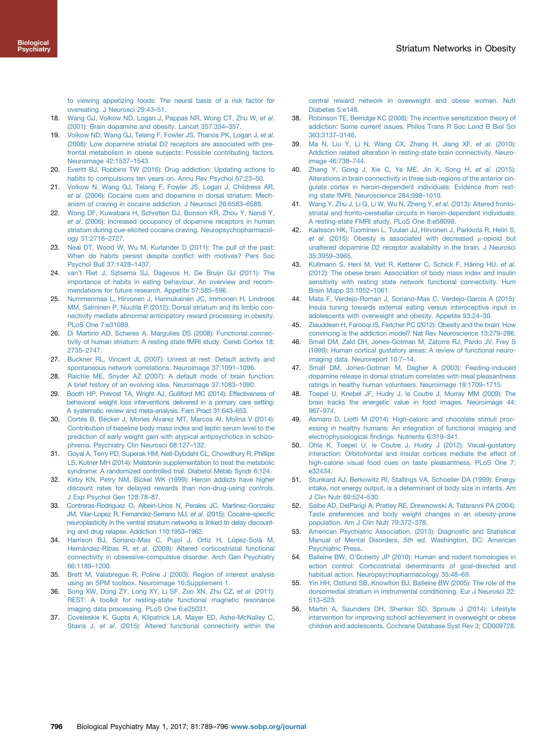to viewing appetizing foods: The neural basis of a risk factor for overeating. J Neurosci 29:43–51.

18. Wang GJ, Volkow ND, Logan J, Pappas NR, Wong CT, Zhu W, *et al*. (2001): Brain dopamine and obesity. Lancet 357:354–357.
19. Volkow ND, Wang GJ, Telang F, Fowler JS, Thanos PK, Logan J, *et al*. (2008): Low dopamine striatal D2 receptors are associated with prefrontal metabolism in obese subjects: Possible contributing factors. Neuroimage 42:1537–1543.
20. Everitt BJ, Robbins TW (2016): Drug addiction: Updating actions to habits to compulsions ten years on. Annu Rev Psychol 67:23–50.
21. Volkow N, Wang GJ, Telang F, Fowler JS, Logan J, Childress AR, *et al*. (2006): Cocaine cues and dopamine in dorsal striatum: Mechanism of craving in cocaine addiction. J Neurosci 26:6583–6588.
22. Wong DF, Kuwabara H, Schretlen DJ, Bonson KR, Zhou Y, Nandi Y, *et al*. (2006): Increased occupancy of dopamine receptors in human striatum during cue-elicited cocaine craving. Neuropsychopharmacology 31:2716–2727.
23. Neal DT, Wood W, Wu M, Kurlander D (2011): The pull of the past: When do habits persist despite conflict with motives? Pers Soc Psychol Bull 37:1428–1437.
24. van't Riet J, Sijtsema SJ, Dagevos H, De Bruijn GJ (2011): The importance of habits in eating behaviour. An overview and recommendations for future research. Appetite 57:585–596.
25. Nummenmaa L, Hirvonen J, Hannukainen JC, Immonen H, Lindroos MM, Salminen P, Nuutila P (2012): Dorsal striatum and its limbic connectivity mediate abnormal anticipatory reward processing in obesity. PLoS One 7:e31089.
26. Di Martino AD, Scheres A, Margulies DS (2008): Functional connectivity of human striatum: A resting state fMRI study. Cereb Cortex 18: 2735–2747.
27. Buckner RL, Vincent JL (2007): Unrest at rest: Default activity and spontaneous network correlations. Neuroimage 37:1091–1096.
28. Raichle ME, Snyder AZ (2007): A default mode of brain function: A brief history of an evolving idea. Neuroimage 37:1083–1090.
29. Booth HP, Prevost TA, Wright AJ, Gulliford MC (2014): Effectiveness of behavioral weight loss interventions delivered in a primary care setting: A systematic review and meta-analysis. Fam Pract 31:643–653.
30. Cortés B, Bécker J, Mories Álvarez MT, Marcos AI, Molina V (2014): Contribution of baseline body mass index and leptin serum level to the prediction of early weight gain with atypical antipsychotics in schizophrenia. Psychiatry Clin Neurosci 68:127–132.
31. Goyal A, Terry PD, Superak HM, Nell-Dybdahl CL, Chowdhury R, Phillips LS, Kutner MH (2014): Melatonin supplementation to treat the metabolic syndrome: A randomized controlled trial. Diabetol Metab Syndr 6:124.
32. Kirby KN, Petry NM, Bickel WK (1999): Heroin addicts have higher discount rates for delayed rewards than non-drug-using controls. J Exp Psychol Gen 128:78–87.
33. Contreras-Rodriguez O, Albein-Urios N, Perales JC, Martinez-Gonzalez JM, Vilar-Lopez R, Fernandez-Serrano MJ, *et al*. (2015): Cocaine-specific neuroplasticity in the ventral striatum networks is linked to delay discounting and drug relapse. Addiction 110:1953–1962.
34. Harrison BJ, Soriano-Mas C, Pujol J, Ortiz H, López-Solà M, Hernández-Ribas R, *et al*. (2009): Altered corticostriatal functional connectivity in obsessive-compulsive disorder. Arch Gen Psychiatry 66:1189–1200.
35. Brett M, Valabregue R, Poline J (2003): Region of interest analysis using an SPM toolbox. Neuroimage 16:Supplement 1.
36. Song XW, Dong ZY, Long XY, Li SF, Zuo XN, Zhu CZ, *et al*. (2011): REST: A toolkit for resting-state functional magnetic resonance imaging data processing. PLoS One 6:e25031.
37. Coveleskie K, Gupta A, Kilpatrick LA, Mayer ED, Ashe-McNalley C, Stains J, *et al*. (2015): Altered functional connectivity within the central reward network in overweight and obese women. Nutr Diabetes 5:e148.
38. Robinson TE, Berridge KC (2008): The incentive sensitization theory of addiction: Some current issues. Philos Trans R Soc Lond B Biol Sci 363:3137–3146.
39. Ma N, Liu Y, Li N, Wang CX, Zhang H, Jiang XF, *et al*. (2010): Addiction related alteration in resting-state brain connectivity. Neuroimage 46:738–744.
40. Zhang Y, Gong J, Xie C, Ye ME, Jin X, Song H, *et al*. (2015): Alterations in brain connectivity in three sub-regions of the anterior cingulate cortex in heroin-dependent individuals: Evidence from resting state fMRI. Neuroscience 284:998–1010.
41. Wang Y, Zhu J, Li Q, Li W, Wu N, Zheng Y, *et al*. (2013): Altered fronto-striatal and fronto-cerebellar circuits in heroin-dependent individuals: A resting-state FMRI study. PLoS One 8:e58098.
42. Karlsson HK, Tuominen L, Tuulari JJ, Hirvonen J, Parkkola R, Helin S, *et al*. (2015): Obesity is associated with decreased μ-opioid but unaltered dopamine D2 receptor availability in the brain. J Neurosci 35:3959–3965.
43. Kullmann S, Heni M, Veit R, Ketterer C, Schick F, Häring HU, *et al*. (2012): The obese brain: Association of body mass index and insulin sensitivity with resting state network functional connectivity. Hum Brain Mapp 33:1052–1061.
44. Mata F, Verdejo-Roman J, Soriano-Mas C, Verdejo-Garcia A (2015): Insula tuning towards external eating versus interoceptive input in adolescents with overweight and obesity. Appetite 93:24–30.
45. Ziauddeen H, Farooqi IS, Fletcher PC (2012): Obesity and the brain: How convincing is the addiction model? Nat Rev Neuroscience 13:279–286.
46. Small DM, Zald DH, Jones-Gotman M, Zatorre RJ, Pardo JV, Frey S (1999): Human cortical gustatory areas: A review of functional neuroimaging data. Neuroreport 10:7–14.
47. Small DM, Jones-Gotman M, Dagher A (2003): Feeding-induced dopamine release in dorsal striatum correlates with meal pleasantness ratings in healthy human volunteers. Neuroimage 19:1709–1715.
48. Toepel U, Knebel JF, Hudry J, le Coutre J, Murray MM (2009): The brain tracks the energetic value in food images. Neuroimage 44: 967–974.
49. Asmaro D, Liotti M (2014): High-caloric and chocolate stimuli processing in healthy humans: An integration of functional imaging and electrophysiological findings. Nutrients 6:319–341.
50. Ohla K, Toepel U, le Coutre J, Hudry J (2012): Visual-gustatory interaction: Orbitofrontal and insular cortices mediate the effect of high-calorie visual food cues on taste pleasantness. PLoS One 7: e32434.
51. Stunkard AJ, Berkowitz RI, Stallings VA, Schoeller DA (1999): Energy intake, not energy output, is a determinant of body size in infants. Am J Clin Nutr 69:524–530.
52. Salbe AD, DelParigi A, Pratley RE, Drewnowski A, Tataranni PA (2004): Taste preferences and body weight changes in an obesity-prone population. Am J Clin Nutr 79:372–378.
53. American Psychiatric Association. (2013): Diagnostic and Statistical Manual of Mental Disorders, *5th ed.* Washington, DC: American Psychiatric Press.
54. Balleine BW, O'Doherty JP (2010): Human and rodent homologies in action control: Corticostriatal determinants of goal-directed and habitual action. Neuropsychopharmacology 35:48–69.
55. Yin HH, Ostlund SB, Knowlton BJ, Balleine BW (2005): The role of the dorsomedial striatum in instrumental conditioning. Eur J Neurosci 22: 513–523.
56. Martin A, Saunders DH, Shenkin SD, Sproule J (2014): Lifestyle intervention for improving school achievement in overweight or obese children and adolescents. Cochrane Database Syst Rev 3; CD009728.